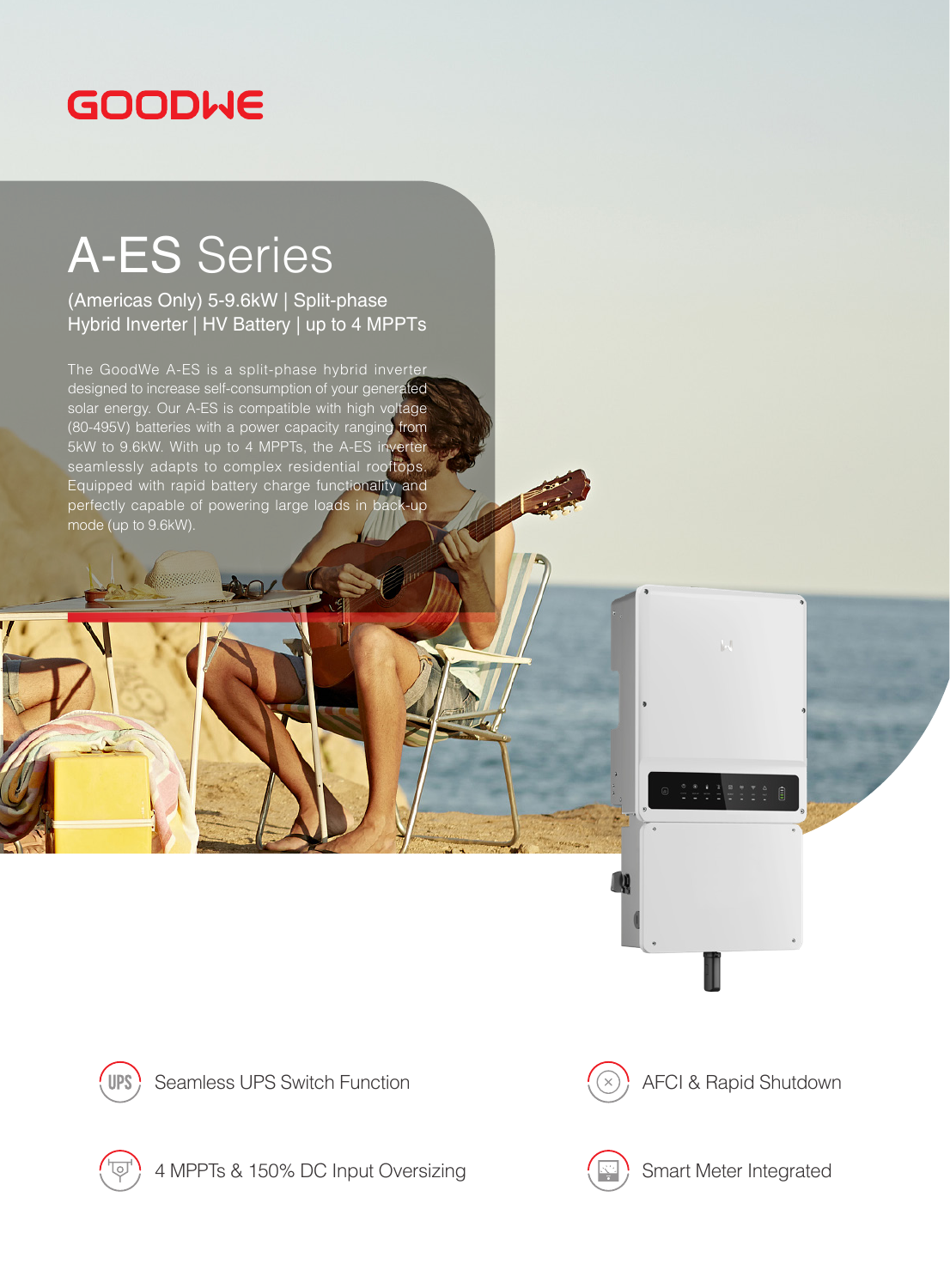GOODWE

# A-ES Series

## (Americas Only) 5-9.6kW | Split-phase Hybrid Inverter | HV Battery | up to 4 MPPTs

The GoodWe A-ES is a split-phase hybrid inverter designed to increase self-consumption of your generated solar energy. Our A-ES is compatible with high voltage (80-495V) batteries with a power capacity ranging from 5kW to 9.6kW. With up to 4 MPPTs, the A-ES inverter seamlessly adapts to complex residential rooftops. Equipped with rapid battery charge functionality and perfectly capable of powering large loads in back-up mode (up to 9.6kW).

- Seamless UPS Switch Function
- AFCI & Rapid Shutdown
- 4 MPPTs & 150% DC Input Oversizing
- Smart Meter Integrated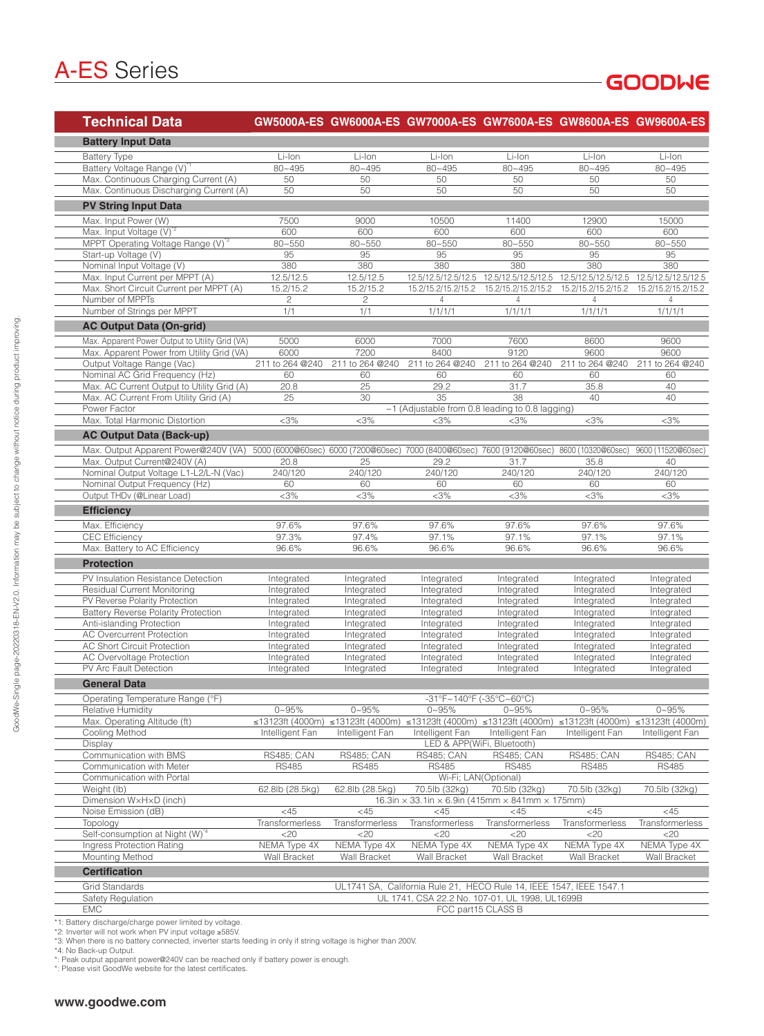# A-ES Series

GOODWE

| Technical Data | GW5000A-ES | GW6000A-ES | GW7000A-ES | GW7600A-ES | GW8600A-ES | GW9600A-ES |
|---|---|---|---|---|---|---|
| **Battery Input Data** | | | | | | |
| Battery Type | Li-Ion | Li-Ion | Li-Ion | Li-Ion | Li-Ion | Li-Ion |
| Battery Voltage Range (V)*1 | 80~495 | 80~495 | 80~495 | 80~495 | 80~495 | 80~495 |
| Max. Continuous Charging Current (A) | 50 | 50 | 50 | 50 | 50 | 50 |
| Max. Continuous Discharging Current (A) | 50 | 50 | 50 | 50 | 50 | 50 |
| **PV String Input Data** | | | | | | |
| Max. Input Power (W) | 7500 | 9000 | 10500 | 11400 | 12900 | 15000 |
| Max. Input Voltage (V)*2 | 600 | 600 | 600 | 600 | 600 | 600 |
| MPPT Operating Voltage Range (V)*3 | 80~550 | 80~550 | 80~550 | 80~550 | 80~550 | 80~550 |
| Start-up Voltage (V) | 95 | 95 | 95 | 95 | 95 | 95 |
| Nominal Input Voltage (V) | 380 | 380 | 380 | 380 | 380 | 380 |
| Max. Input Current per MPPT (A) | 12.5/12.5 | 12.5/12.5 | 12.5/12.5/12.5/12.5 | 12.5/12.5/12.5/12.5 | 12.5/12.5/12.5/12.5 | 12.5/12.5/12.5/12.5 |
| Max. Short Circuit Current per MPPT (A) | 15.2/15.2 | 15.2/15.2 | 15.2/15.2/15.2/15.2 | 15.2/15.2/15.2/15.2 | 15.2/15.2/15.2/15.2 | 15.2/15.2/15.2/15.2 |
| Number of MPPTs | 2 | 2 | 4 | 4 | 4 | 4 |
| Number of Strings per MPPT | 1/1 | 1/1 | 1/1/1/1 | 1/1/1/1 | 1/1/1/1 | 1/1/1/1 |
| **AC Output Data (On-grid)** | | | | | | |
| Max. Apparent Power Output to Utility Grid (VA) | 5000 | 6000 | 7000 | 7600 | 8600 | 9600 |
| Max. Apparent Power from Utility Grid (VA) | 6000 | 7200 | 8400 | 9120 | 9600 | 9600 |
| Output Voltage Range (Vac) | 211 to 264 @240 | 211 to 264 @240 | 211 to 264 @240 | 211 to 264 @240 | 211 to 264 @240 | 211 to 264 @240 |
| Nominal AC Grid Frequency (Hz) | 60 | 60 | 60 | 60 | 60 | 60 |
| Max. AC Current Output to Utility Grid (A) | 20.8 | 25 | 29.2 | 31.7 | 35.8 | 40 |
| Max. AC Current From Utility Grid (A) | 25 | 30 | 35 | 38 | 40 | 40 |
| Power Factor | ~1 (Adjustable from 0.8 leading to 0.8 lagging) | | | | | |
| Max. Total Harmonic Distortion | <3% | <3% | <3% | <3% | <3% | <3% |
| **AC Output Data (Back-up)** | | | | | | |
| Max. Output Apparent Power@240V (VA) | 5000 (6000@60sec) | 6000 (7200@60sec) | 7000 (8400@60sec) | 7600 (9120@60sec) | 8600 (10320@60sec) | 9600 (11520@60sec) |
| Max. Output Current@240V (A) | 20.8 | 25 | 29.2 | 31.7 | 35.8 | 40 |
| Nominal Output Voltage L1-L2/L-N (Vac) | 240/120 | 240/120 | 240/120 | 240/120 | 240/120 | 240/120 |
| Nominal Output Frequency (Hz) | 60 | 60 | 60 | 60 | 60 | 60 |
| Output THDv (@Linear Load) | <3% | <3% | <3% | <3% | <3% | <3% |
| **Efficiency** | | | | | | |
| Max. Efficiency | 97.6% | 97.6% | 97.6% | 97.6% | 97.6% | 97.6% |
| CEC Efficiency | 97.3% | 97.4% | 97.1% | 97.1% | 97.1% | 97.1% |
| Max. Battery to AC Efficiency | 96.6% | 96.6% | 96.6% | 96.6% | 96.6% | 96.6% |
| **Protection** | | | | | | |
| PV Insulation Resistance Detection | Integrated | Integrated | Integrated | Integrated | Integrated | Integrated |
| Residual Current Monitoring | Integrated | Integrated | Integrated | Integrated | Integrated | Integrated |
| PV Reverse Polarity Protection | Integrated | Integrated | Integrated | Integrated | Integrated | Integrated |
| Battery Reverse Polarity Protection | Integrated | Integrated | Integrated | Integrated | Integrated | Integrated |
| Anti-islanding Protection | Integrated | Integrated | Integrated | Integrated | Integrated | Integrated |
| AC Overcurrent Protection | Integrated | Integrated | Integrated | Integrated | Integrated | Integrated |
| AC Short Circuit Protection | Integrated | Integrated | Integrated | Integrated | Integrated | Integrated |
| AC Overvoltage Protection | Integrated | Integrated | Integrated | Integrated | Integrated | Integrated |
| PV Arc Fault Detection | Integrated | Integrated | Integrated | Integrated | Integrated | Integrated |
| **General Data** | | | | | | |
| Operating Temperature Range (°F) | -31°F~140°F (-35°C~60°C) | | | | | |
| Relative Humidity | 0~95% | 0~95% | 0~95% | 0~95% | 0~95% | 0~95% |
| Max. Operating Altitude (ft) | ≤13123ft (4000m) | ≤13123ft (4000m) | ≤13123ft (4000m) | ≤13123ft (4000m) | ≤13123ft (4000m) | ≤13123ft (4000m) |
| Cooling Method | Intelligent Fan | Intelligent Fan | Intelligent Fan | Intelligent Fan | Intelligent Fan | Intelligent Fan |
| Display | LED & APP(WiFi, Bluetooth) | | | | | |
| Communication with BMS | RS485; CAN | RS485; CAN | RS485; CAN | RS485; CAN | RS485; CAN | RS485; CAN |
| Communication with Meter | RS485 | RS485 | RS485 | RS485 | RS485 | RS485 |
| Communication with Portal | Wi-Fi; LAN(Optional) | | | | | |
| Weight (lb) | 62.8lb (28.5kg) | 62.8lb (28.5kg) | 70.5lb (32kg) | 70.5lb (32kg) | 70.5lb (32kg) | 70.5lb (32kg) |
| Dimension W×H×D (inch) | 16.3in × 33.1in × 6.9in (415mm × 841mm × 175mm) | | | | | |
| Noise Emission (dB) | <45 | <45 | <45 | <45 | <45 | <45 |
| Topology | Transformerless | Transformerless | Transformerless | Transformerless | Transformerless | Transformerless |
| Self-consumption at Night (W)*4 | <20 | <20 | <20 | <20 | <20 | <20 |
| Ingress Protection Rating | NEMA Type 4X | NEMA Type 4X | NEMA Type 4X | NEMA Type 4X | NEMA Type 4X | NEMA Type 4X |
| Mounting Method | Wall Bracket | Wall Bracket | Wall Bracket | Wall Bracket | Wall Bracket | Wall Bracket |
| **Certification** | | | | | | |
| Grid Standards | UL1741 SA, California Rule 21, HECO Rule 14, IEEE 1547, IEEE 1547.1 | | | | | |
| Safety Regulation | UL 1741, CSA 22.2 No. 107-01, UL 1998, UL1699B | | | | | |
| EMC | FCC part15 CLASS B | | | | | |

*1: Battery discharge/charge power limited by voltage.
*2: Inverter will not work when PV input voltage ≥585V.
*3: When there is no battery connected, inverter starts feeding in only if string voltage is higher than 200V.
*4: No Back-up Output.
*: Peak output apparent power@240V can be reached only if battery power is enough.
*: Please visit GoodWe website for the latest certificates.

GoodWe-Single page-20220318-EN-V2.0. Information may be subject to change without notice during product improving.

www.goodwe.com